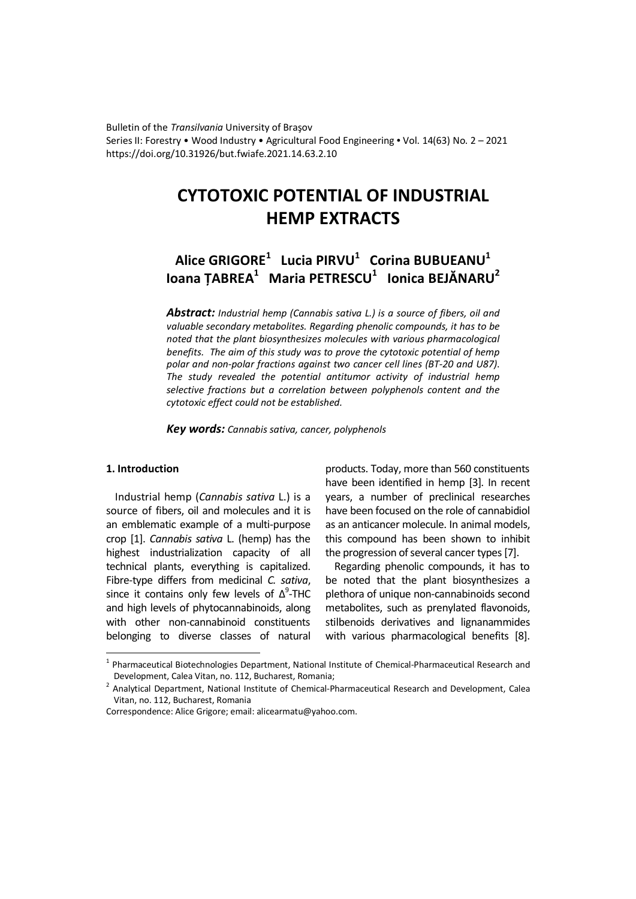Bulletin of the *Transilvania* University of Braşov
Series II: Forestry • Wood Industry • Agricultural Food Engineering • Vol. 14(63) No. 2 – 2021
https://doi.org/10.31926/but.fwiafe.2021.14.63.2.10

# CYTOTOXIC POTENTIAL OF INDUSTRIAL HEMP EXTRACTS

## Alice GRIGORE[1] Lucia PIRVU[1] Corina BUBUEANU[1] Ioana ȚABREA[1] Maria PETRESCU[1] Ionica BEJĂNARU[2]

***Abstract:*** *Industrial hemp (Cannabis sativa L.) is a source of fibers, oil and valuable secondary metabolites. Regarding phenolic compounds, it has to be noted that the plant biosynthesizes molecules with various pharmacological benefits. The aim of this study was to prove the cytotoxic potential of hemp polar and non-polar fractions against two cancer cell lines (BT-20 and U87). The study revealed the potential antitumor activity of industrial hemp selective fractions but a correlation between polyphenols content and the cytotoxic effect could not be established.*

***Key words:*** *Cannabis sativa, cancer, polyphenols*

### 1. Introduction

Industrial hemp (*Cannabis sativa* L.) is a source of fibers, oil and molecules and it is an emblematic example of a multi-purpose crop [1]. *Cannabis sativa* L. (hemp) has the highest industrialization capacity of all technical plants, everything is capitalized. Fibre-type differs from medicinal *C. sativa*, since it contains only few levels of $\Delta^9$-THC and high levels of phytocannabinoids, along with other non-cannabinoid constituents belonging to diverse classes of natural products. Today, more than 560 constituents have been identified in hemp [3]. In recent years, a number of preclinical researches have been focused on the role of cannabidiol as an anticancer molecule. In animal models, this compound has been shown to inhibit the progression of several cancer types [7].

Regarding phenolic compounds, it has to be noted that the plant biosynthesizes a plethora of unique non-cannabinoids second metabolites, such as prenylated flavonoids, stilbenoids derivatives and lignanammides with various pharmacological benefits [8].

---

[1] Pharmaceutical Biotechnologies Department, National Institute of Chemical-Pharmaceutical Research and Development, Calea Vitan, no. 112, Bucharest, Romania;

[2] Analytical Department, National Institute of Chemical-Pharmaceutical Research and Development, Calea Vitan, no. 112, Bucharest, Romania

Correspondence: Alice Grigore; email: alicearmatu@yahoo.com.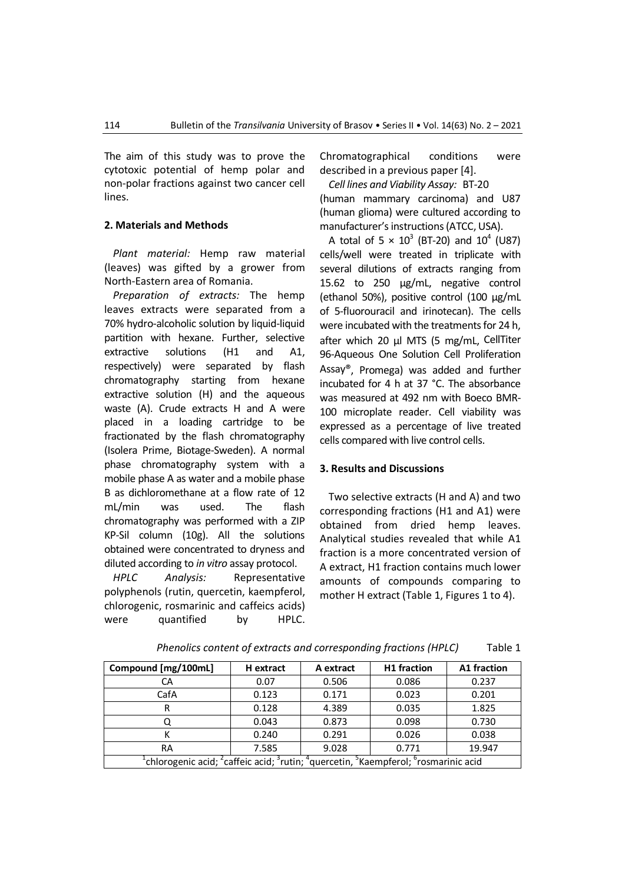The aim of this study was to prove the cytotoxic potential of hemp polar and non-polar fractions against two cancer cell lines.

## 2. Materials and Methods

*Plant material:* Hemp raw material (leaves) was gifted by a grower from North-Eastern area of Romania.

*Preparation of extracts:* The hemp leaves extracts were separated from a 70% hydro-alcoholic solution by liquid-liquid partition with hexane. Further, selective extractive solutions (H1 and A1, respectively) were separated by flash chromatography starting from hexane extractive solution (H) and the aqueous waste (A). Crude extracts H and A were placed in a loading cartridge to be fractionated by the flash chromatography (Isolera Prime, Biotage-Sweden). A normal phase chromatography system with a mobile phase A as water and a mobile phase B as dichloromethane at a flow rate of 12 mL/min was used. The flash chromatography was performed with a ZIP KP-Sil column (10g). All the solutions obtained were concentrated to dryness and diluted according to *in vitro* assay protocol.

*HPLC Analysis:* Representative polyphenols (rutin, quercetin, kaempferol, chlorogenic, rosmarinic and caffeics acids) were quantified by HPLC. Chromatographical conditions were described in a previous paper [4].

*Cell lines and Viability Assay:* BT-20 (human mammary carcinoma) and U87 (human glioma) were cultured according to manufacturer's instructions (ATCC, USA).

A total of $5 \times 10^3$ (BT-20) and $10^4$ (U87) cells/well were treated in triplicate with several dilutions of extracts ranging from 15.62 to 250 μg/mL, negative control (ethanol 50%), positive control (100 μg/mL of 5-fluorouracil and irinotecan). The cells were incubated with the treatments for 24 h, after which 20 μl MTS (5 mg/mL, CellTiter 96-Aqueous One Solution Cell Proliferation Assay®, Promega) was added and further incubated for 4 h at 37 °C. The absorbance was measured at 492 nm with Boeco BMR-100 microplate reader. Cell viability was expressed as a percentage of live treated cells compared with live control cells.

## 3. Results and Discussions

Two selective extracts (H and A) and two corresponding fractions (H1 and A1) were obtained from dried hemp leaves. Analytical studies revealed that while A1 fraction is a more concentrated version of A extract, H1 fraction contains much lower amounts of compounds comparing to mother H extract (Table 1, Figures 1 to 4).

*Phenolics content of extracts and corresponding fractions (HPLC)* Table 1

| Compound [mg/100mL] | H extract | A extract | H1 fraction | A1 fraction |
|---|---|---|---|---|
| CA | 0.07 | 0.506 | 0.086 | 0.237 |
| CafA | 0.123 | 0.171 | 0.023 | 0.201 |
| R | 0.128 | 4.389 | 0.035 | 1.825 |
| Q | 0.043 | 0.873 | 0.098 | 0.730 |
| K | 0.240 | 0.291 | 0.026 | 0.038 |
| RA | 7.585 | 9.028 | 0.771 | 19.947 |

[1]chlorogenic acid; [2]caffeic acid; [3]rutin; [4]quercetin, [5]Kaempferol; [6]rosmarinic acid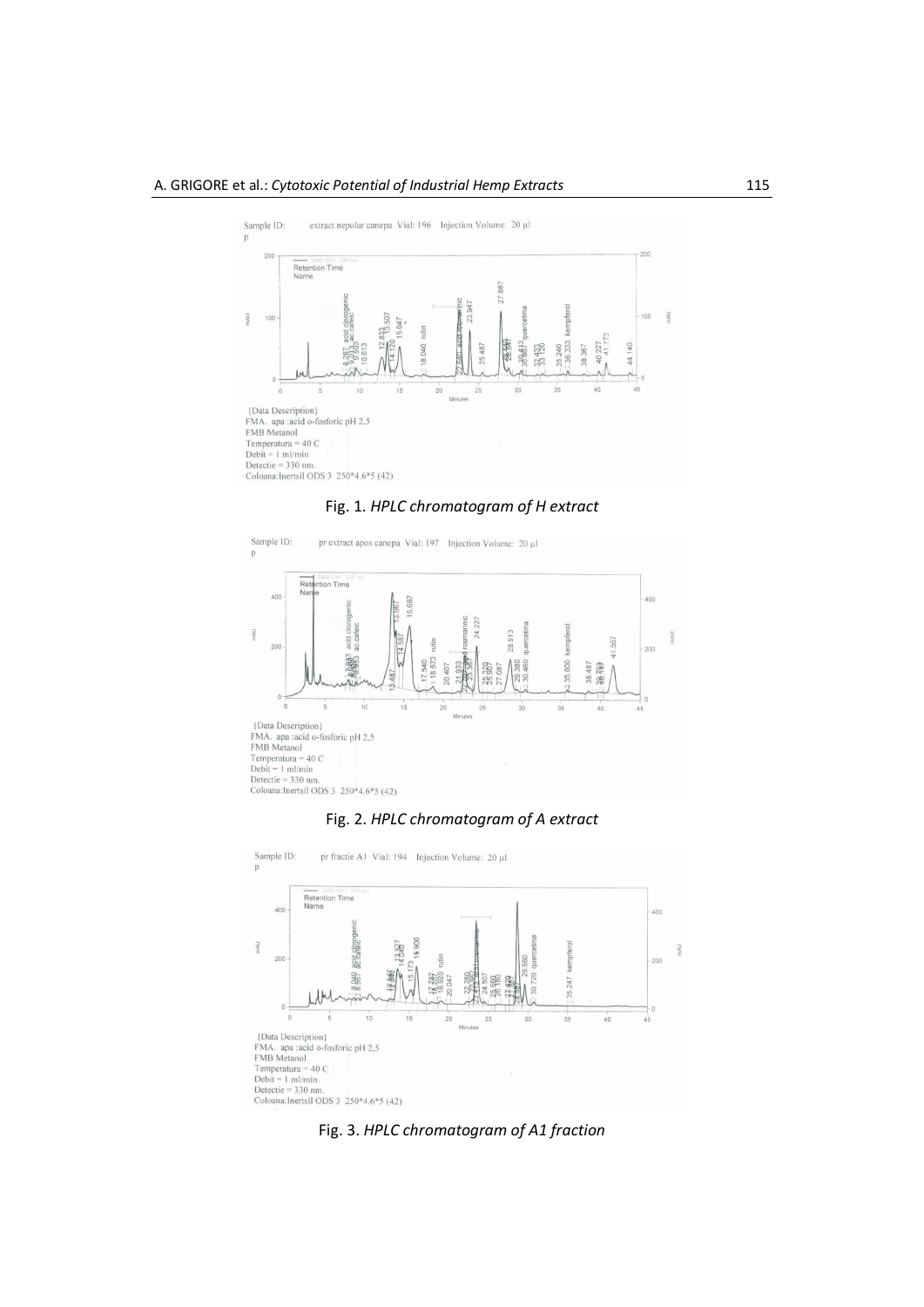Sample ID: extract nepolar canepa Vial: 196 Injection Volume: 20 µl

{Data Description}
FMA. apa :acid o-fosforic pH 2,5
FMB Metanol
Temperatura = 40 C
Debit = 1 ml/min
Detectie = 330 nm.
Coloana:Inertsil ODS 3 250*4.6*5 (42)

Fig. 1. *HPLC chromatogram of H extract*

Sample ID: pr extract apos canepa Vial: 197 Injection Volume: 20 µl

{Data Description}
FMA. apa :acid o-fosforic pH 2,5
FMB Metanol
Temperatura = 40 C
Debit = 1 ml/min
Detectie = 330 nm.
Coloana:Inertsil ODS 3 250*4.6*5 (42)

Fig. 2. *HPLC chromatogram of A extract*

Sample ID: pr fractie A1 Vial: 194 Injection Volume: 20 µl

{Data Description}
FMA. apa :acid o-fosforic pH 2,5
FMB Metanol
Temperatura = 40 C
Debit = 1 ml/min
Detectie = 330 nm.
Coloana:Inertsil ODS 3 250*4.6*5 (42)

Fig. 3. *HPLC chromatogram of A1 fraction*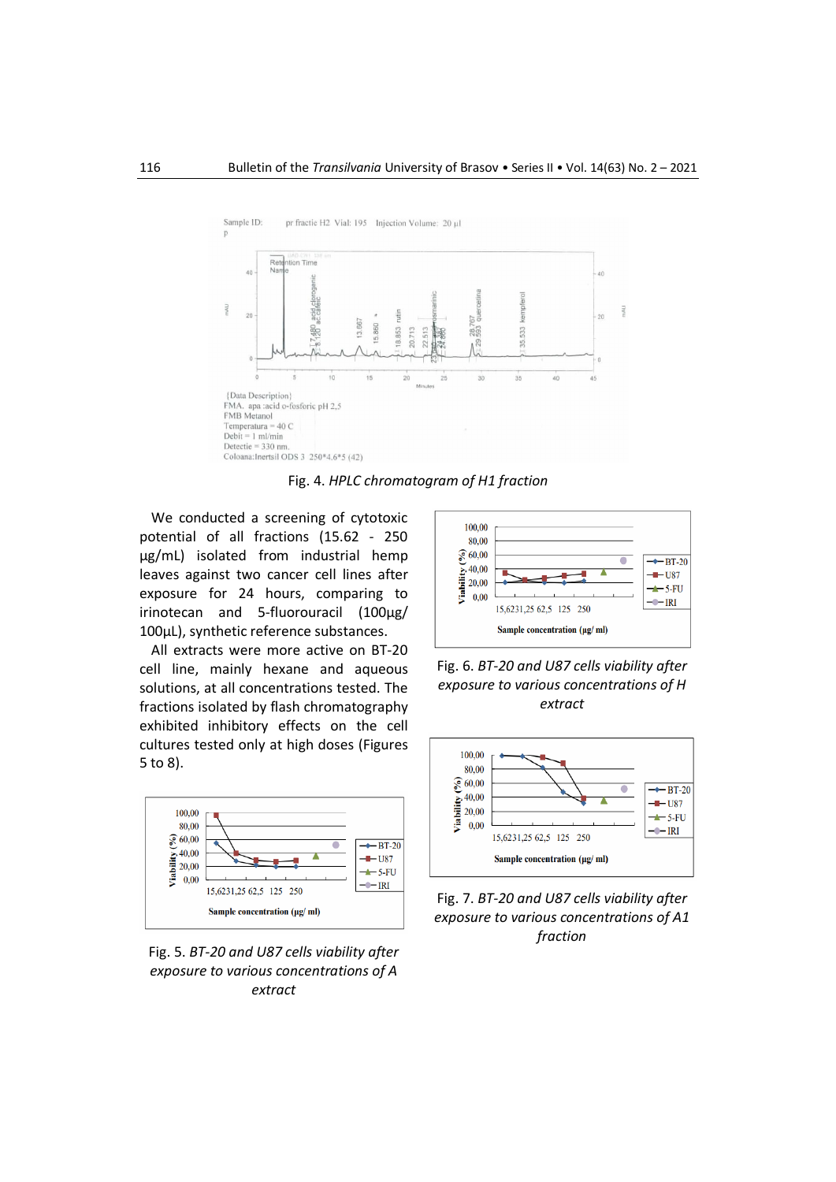Fig. 4. *HPLC chromatogram of H1 fraction*

We conducted a screening of cytotoxic potential of all fractions (15.62 - 250 µg/mL) isolated from industrial hemp leaves against two cancer cell lines after exposure for 24 hours, comparing to irinotecan and 5-fluorouracil (100µg/ 100µL), synthetic reference substances.

All extracts were more active on BT-20 cell line, mainly hexane and aqueous solutions, at all concentrations tested. The fractions isolated by flash chromatography exhibited inhibitory effects on the cell cultures tested only at high doses (Figures 5 to 8).

Fig. 5. *BT-20 and U87 cells viability after exposure to various concentrations of A extract*

Fig. 6. *BT-20 and U87 cells viability after exposure to various concentrations of H extract*

Fig. 7. *BT-20 and U87 cells viability after exposure to various concentrations of A1 fraction*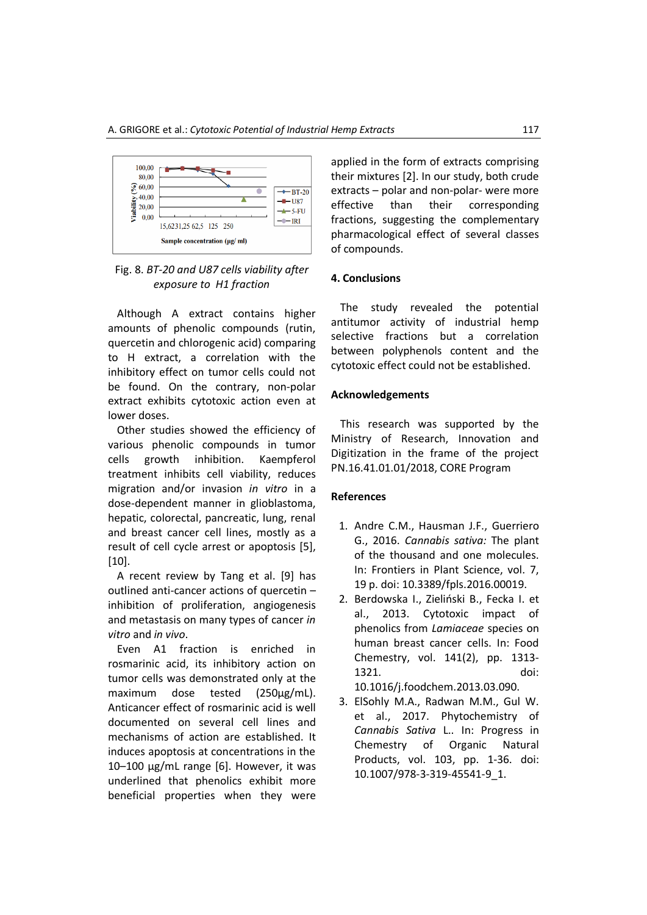Fig. 8. *BT-20 and U87 cells viability after exposure to H1 fraction*

Although A extract contains higher amounts of phenolic compounds (rutin, quercetin and chlorogenic acid) comparing to H extract, a correlation with the inhibitory effect on tumor cells could not be found. On the contrary, non-polar extract exhibits cytotoxic action even at lower doses.

Other studies showed the efficiency of various phenolic compounds in tumor cells growth inhibition. Kaempferol treatment inhibits cell viability, reduces migration and/or invasion *in vitro* in a dose-dependent manner in glioblastoma, hepatic, colorectal, pancreatic, lung, renal and breast cancer cell lines, mostly as a result of cell cycle arrest or apoptosis [5], [10].

A recent review by Tang et al. [9] has outlined anti-cancer actions of quercetin – inhibition of proliferation, angiogenesis and metastasis on many types of cancer *in vitro* and *in vivo*.

Even A1 fraction is enriched in rosmarinic acid, its inhibitory action on tumor cells was demonstrated only at the maximum dose tested (250µg/mL). Anticancer effect of rosmarinic acid is well documented on several cell lines and mechanisms of action are established. It induces apoptosis at concentrations in the 10–100 µg/mL range [6]. However, it was underlined that phenolics exhibit more beneficial properties when they were applied in the form of extracts comprising their mixtures [2]. In our study, both crude extracts – polar and non-polar- were more effective than their corresponding fractions, suggesting the complementary pharmacological effect of several classes of compounds.

## 4. Conclusions

The study revealed the potential antitumor activity of industrial hemp selective fractions but a correlation between polyphenols content and the cytotoxic effect could not be established.

## Acknowledgements

This research was supported by the Ministry of Research, Innovation and Digitization in the frame of the project PN.16.41.01.01/2018, CORE Program

## References

1. Andre C.M., Hausman J.F., Guerriero G., 2016. *Cannabis sativa:* The plant of the thousand and one molecules. In: Frontiers in Plant Science, vol. 7, 19 p. doi: 10.3389/fpls.2016.00019.
2. Berdowska I., Zieliński B., Fecka I. et al., 2013. Cytotoxic impact of phenolics from *Lamiaceae* species on human breast cancer cells. In: Food Chemestry, vol. 141(2), pp. 1313-1321. doi: 10.1016/j.foodchem.2013.03.090.
3. ElSohly M.A., Radwan M.M., Gul W. et al., 2017. Phytochemistry of *Cannabis Sativa* L.. In: Progress in Chemestry of Organic Natural Products, vol. 103, pp. 1-36. doi: 10.1007/978-3-319-45541-9_1.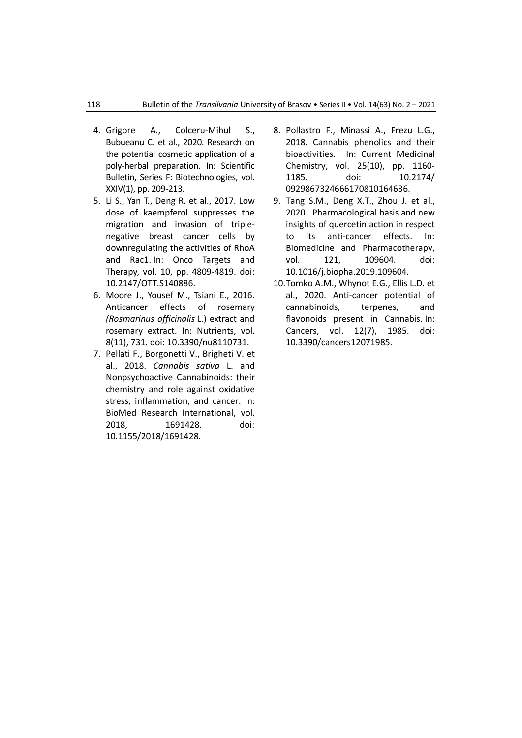4. Grigore A., Colceru-Mihul S., Bubueanu C. et al., 2020. Research on the potential cosmetic application of a poly-herbal preparation. In: Scientific Bulletin, Series F: Biotechnologies, vol. XXIV(1), pp. 209-213.
5. Li S., Yan T., Deng R. et al., 2017. Low dose of kaempferol suppresses the migration and invasion of triple-negative breast cancer cells by downregulating the activities of RhoA and Rac1. In: Onco Targets and Therapy, vol. 10, pp. 4809-4819. doi: 10.2147/OTT.S140886.
6. Moore J., Yousef M., Tsiani E., 2016. Anticancer effects of rosemary *(Rosmarinus officinalis* L.) extract and rosemary extract. In: Nutrients, vol. 8(11), 731. doi: 10.3390/nu8110731.
7. Pellati F., Borgonetti V., Brigheti V. et al., 2018. *Cannabis sativa* L. and Nonpsychoactive Cannabinoids: their chemistry and role against oxidative stress, inflammation, and cancer. In: BioMed Research International, vol. 2018, 1691428. doi: 10.1155/2018/1691428.
8. Pollastro F., Minassi A., Frezu L.G., 2018. Cannabis phenolics and their bioactivities. In: Current Medicinal Chemistry, vol. 25(10), pp. 1160-1185. doi: 10.2174/ 0929867324666170810164636.
9. Tang S.M., Deng X.T., Zhou J. et al., 2020. Pharmacological basis and new insights of quercetin action in respect to its anti-cancer effects. In: Biomedicine and Pharmacotherapy, vol. 121, 109604. doi: 10.1016/j.biopha.2019.109604.
10. Tomko A.M., Whynot E.G., Ellis L.D. et al., 2020. Anti-cancer potential of cannabinoids, terpenes, and flavonoids present in Cannabis. In: Cancers, vol. 12(7), 1985. doi: 10.3390/cancers12071985.